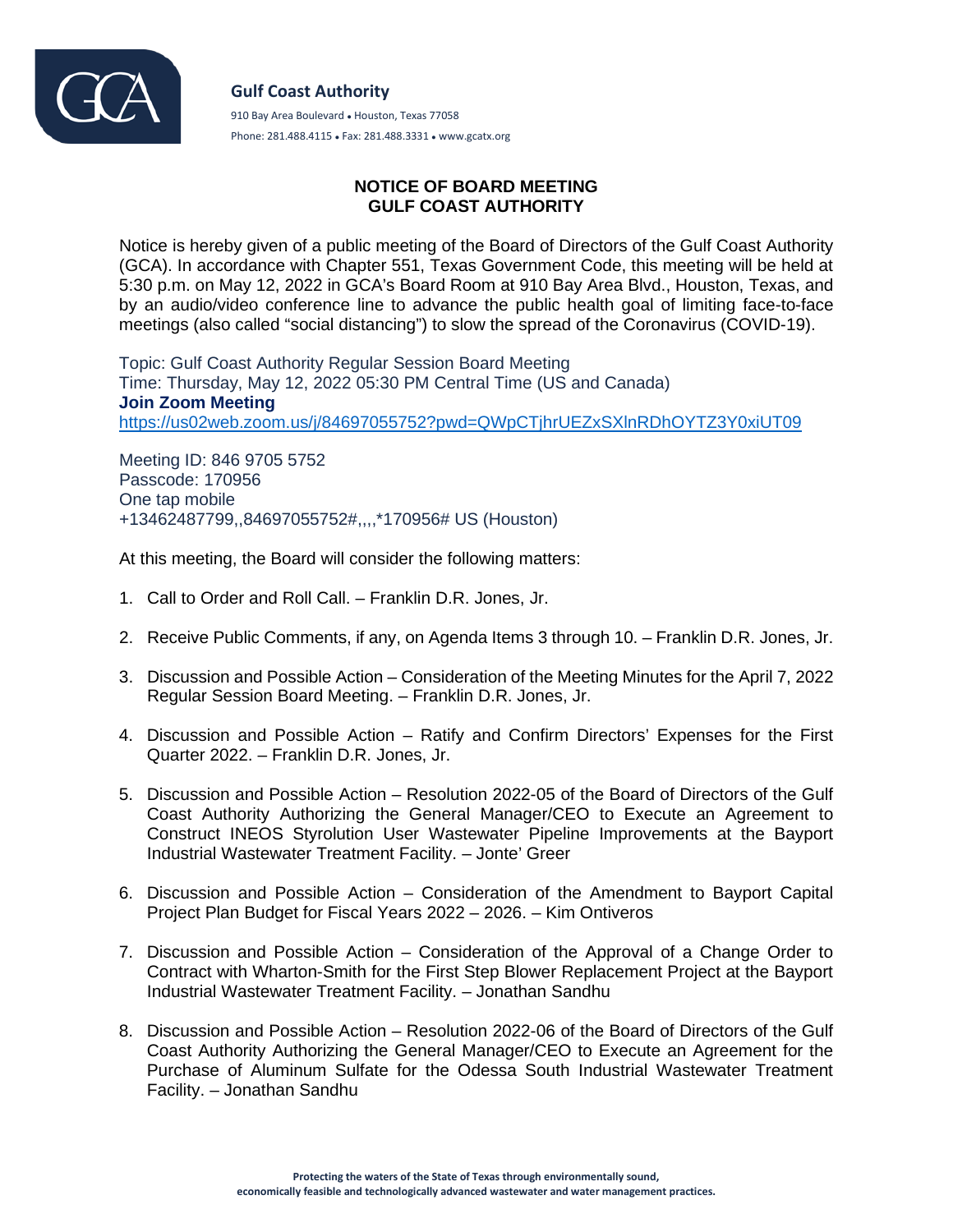**Gulf Coast Authority**

910 Bay Area Boulevard • Houston, Texas 77058

Phone: 281.488.4115 • Fax: 281.488.3331 • www.gcatx.org

## NOTICE OF BOARD MEETING
## GULF COAST AUTHORITY

Notice is hereby given of a public meeting of the Board of Directors of the Gulf Coast Authority (GCA). In accordance with Chapter 551, Texas Government Code, this meeting will be held at 5:30 p.m. on May 12, 2022 in GCA's Board Room at 910 Bay Area Blvd., Houston, Texas, and by an audio/video conference line to advance the public health goal of limiting face-to-face meetings (also called "social distancing") to slow the spread of the Coronavirus (COVID-19).

Topic: Gulf Coast Authority Regular Session Board Meeting
Time: Thursday, May 12, 2022 05:30 PM Central Time (US and Canada)
**Join Zoom Meeting**
https://us02web.zoom.us/j/84697055752?pwd=QWpCTjhrUEZxSXlnRDhOYTZ3Y0xiUT09

Meeting ID: 846 9705 5752
Passcode: 170956
One tap mobile
+13462487799,,84697055752#,,,,*170956# US (Houston)

At this meeting, the Board will consider the following matters:

1. Call to Order and Roll Call. – Franklin D.R. Jones, Jr.

2. Receive Public Comments, if any, on Agenda Items 3 through 10. – Franklin D.R. Jones, Jr.

3. Discussion and Possible Action – Consideration of the Meeting Minutes for the April 7, 2022 Regular Session Board Meeting. – Franklin D.R. Jones, Jr.

4. Discussion and Possible Action – Ratify and Confirm Directors' Expenses for the First Quarter 2022. – Franklin D.R. Jones, Jr.

5. Discussion and Possible Action – Resolution 2022-05 of the Board of Directors of the Gulf Coast Authority Authorizing the General Manager/CEO to Execute an Agreement to Construct INEOS Styrolution User Wastewater Pipeline Improvements at the Bayport Industrial Wastewater Treatment Facility. – Jonte' Greer

6. Discussion and Possible Action – Consideration of the Amendment to Bayport Capital Project Plan Budget for Fiscal Years 2022 – 2026. – Kim Ontiveros

7. Discussion and Possible Action – Consideration of the Approval of a Change Order to Contract with Wharton-Smith for the First Step Blower Replacement Project at the Bayport Industrial Wastewater Treatment Facility. – Jonathan Sandhu

8. Discussion and Possible Action – Resolution 2022-06 of the Board of Directors of the Gulf Coast Authority Authorizing the General Manager/CEO to Execute an Agreement for the Purchase of Aluminum Sulfate for the Odessa South Industrial Wastewater Treatment Facility. – Jonathan Sandhu

**Protecting the waters of the State of Texas through environmentally sound, economically feasible and technologically advanced wastewater and water management practices.**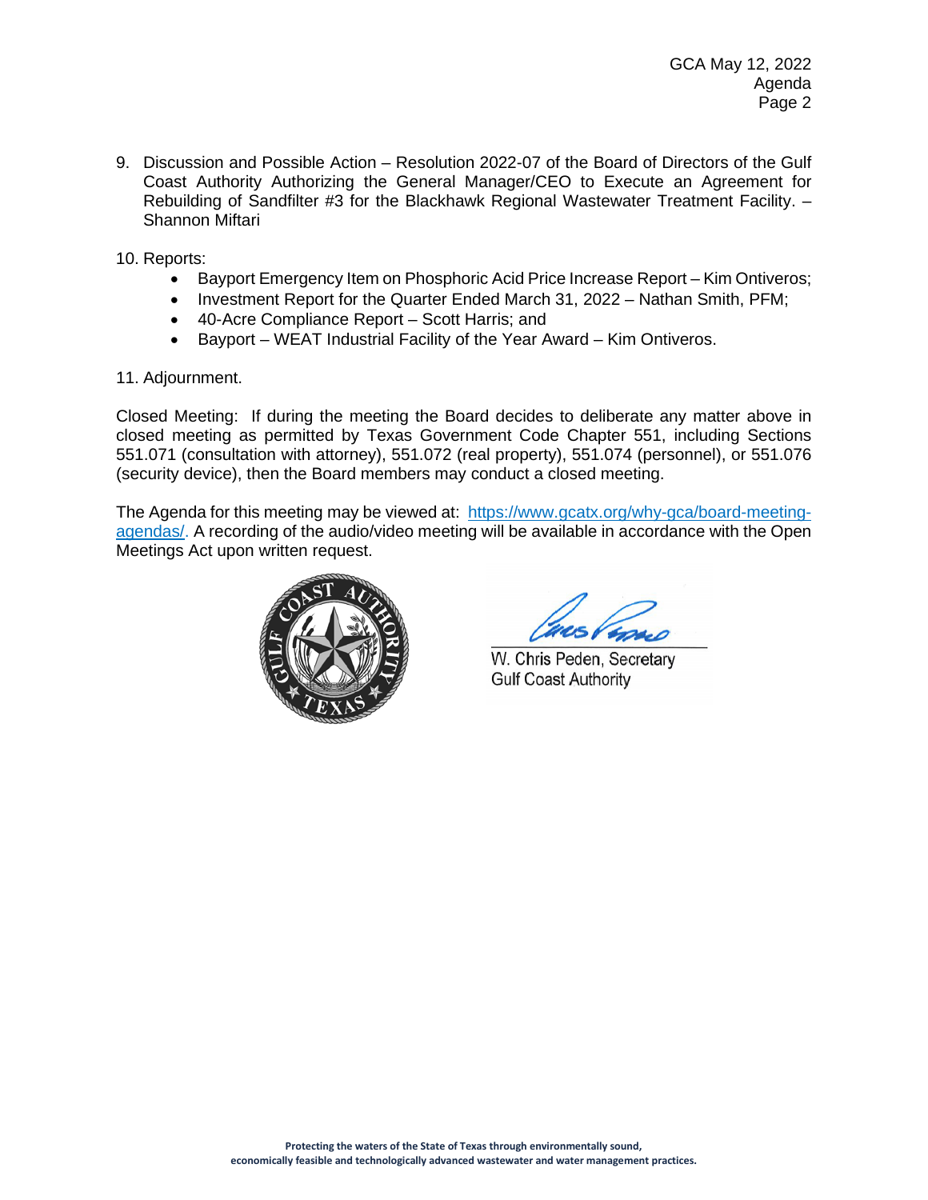9. Discussion and Possible Action – Resolution 2022-07 of the Board of Directors of the Gulf Coast Authority Authorizing the General Manager/CEO to Execute an Agreement for Rebuilding of Sandfilter #3 for the Blackhawk Regional Wastewater Treatment Facility. – Shannon Miftari

10. Reports:
    - Bayport Emergency Item on Phosphoric Acid Price Increase Report – Kim Ontiveros;
    - Investment Report for the Quarter Ended March 31, 2022 – Nathan Smith, PFM;
    - 40-Acre Compliance Report – Scott Harris; and
    - Bayport – WEAT Industrial Facility of the Year Award – Kim Ontiveros.

11. Adjournment.

Closed Meeting: If during the meeting the Board decides to deliberate any matter above in closed meeting as permitted by Texas Government Code Chapter 551, including Sections 551.071 (consultation with attorney), 551.072 (real property), 551.074 (personnel), or 551.076 (security device), then the Board members may conduct a closed meeting.

The Agenda for this meeting may be viewed at: https://www.gcatx.org/why-gca/board-meeting-agendas/. A recording of the audio/video meeting will be available in accordance with the Open Meetings Act upon written request.

W. Chris Peden, Secretary
Gulf Coast Authority